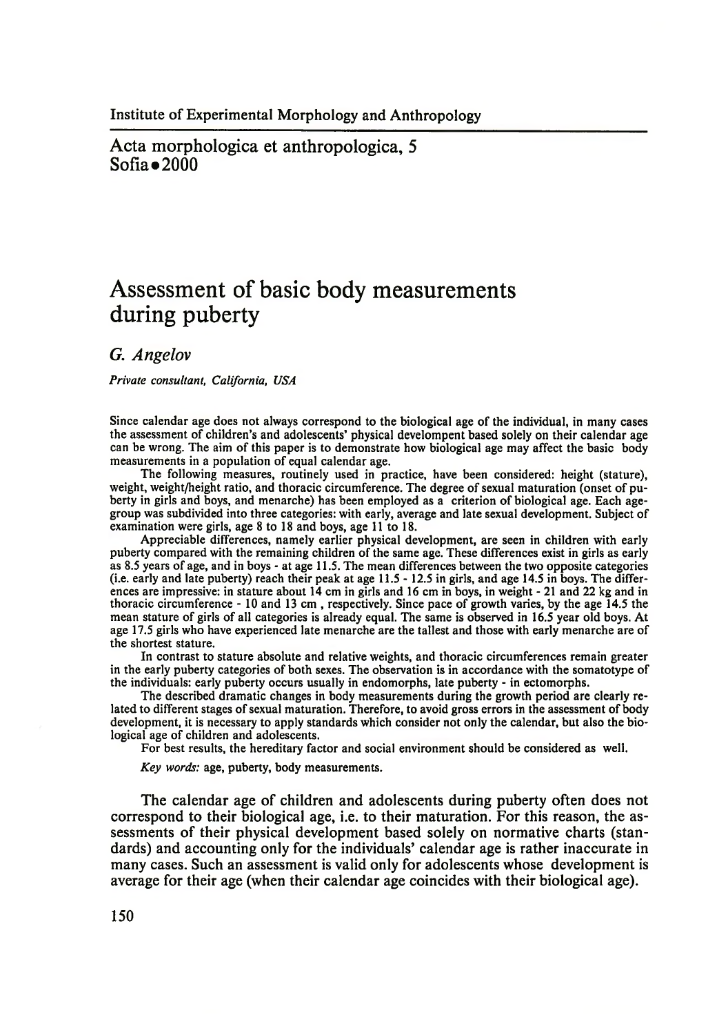Institute of Experimental Morphology and Anthropology

Acta morphologica et anthropologica, 5
Sofia • 2000

# Assessment of basic body measurements during puberty

*G. Angelov*

*Private consultant, California, USA*

Since calendar age does not always correspond to the biological age of the individual, in many cases the assessment of children's and adolescents' physical develompent based solely on their calendar age can be wrong. The aim of this paper is to demonstrate how biological age may affect the basic body measurements in a population of equal calendar age.

The following measures, routinely used in practice, have been considered: height (stature), weight, weight/height ratio, and thoracic circumference. The degree of sexual maturation (onset of puberty in girls and boys, and menarche) has been employed as a criterion of biological age. Each age-group was subdivided into three categories: with early, average and late sexual development. Subject of examination were girls, age 8 to 18 and boys, age 11 to 18.

Appreciable differences, namely earlier physical development, are seen in children with early puberty compared with the remaining children of the same age. These differences exist in girls as early as 8.5 years of age, and in boys - at age 11.5. The mean differences between the two opposite categories (i.e. early and late puberty) reach their peak at age 11.5 - 12.5 in girls, and age 14.5 in boys. The differences are impressive: in stature about 14 cm in girls and 16 cm in boys, in weight - 21 and 22 kg and in thoracic circumference - 10 and 13 cm , respectively. Since pace of growth varies, by the age 14.5 the mean stature of girls of all categories is already equal. The same is observed in 16.5 year old boys. At age 17.5 girls who have experienced late menarche are the tallest and those with early menarche are of the shortest stature.

In contrast to stature absolute and relative weights, and thoracic circumferences remain greater in the early puberty categories of both sexes. The observation is in accordance with the somatotype of the individuals: early puberty occurs usually in endomorphs, late puberty - in ectomorphs.

The described dramatic changes in body measurements during the growth period are clearly related to different stages of sexual maturation. Therefore, to avoid gross errors in the assessment of body development, it is necessary to apply standards which consider not only the calendar, but also the biological age of children and adolescents.

For best results, the hereditary factor and social environment should be considered as well.

*Key words:* age, puberty, body measurements.

The calendar age of children and adolescents during puberty often does not correspond to their biological age, i.e. to their maturation. For this reason, the assessments of their physical development based solely on normative charts (standards) and accounting only for the individuals' calendar age is rather inaccurate in many cases. Such an assessment is valid only for adolescents whose development is average for their age (when their calendar age coincides with their biological age).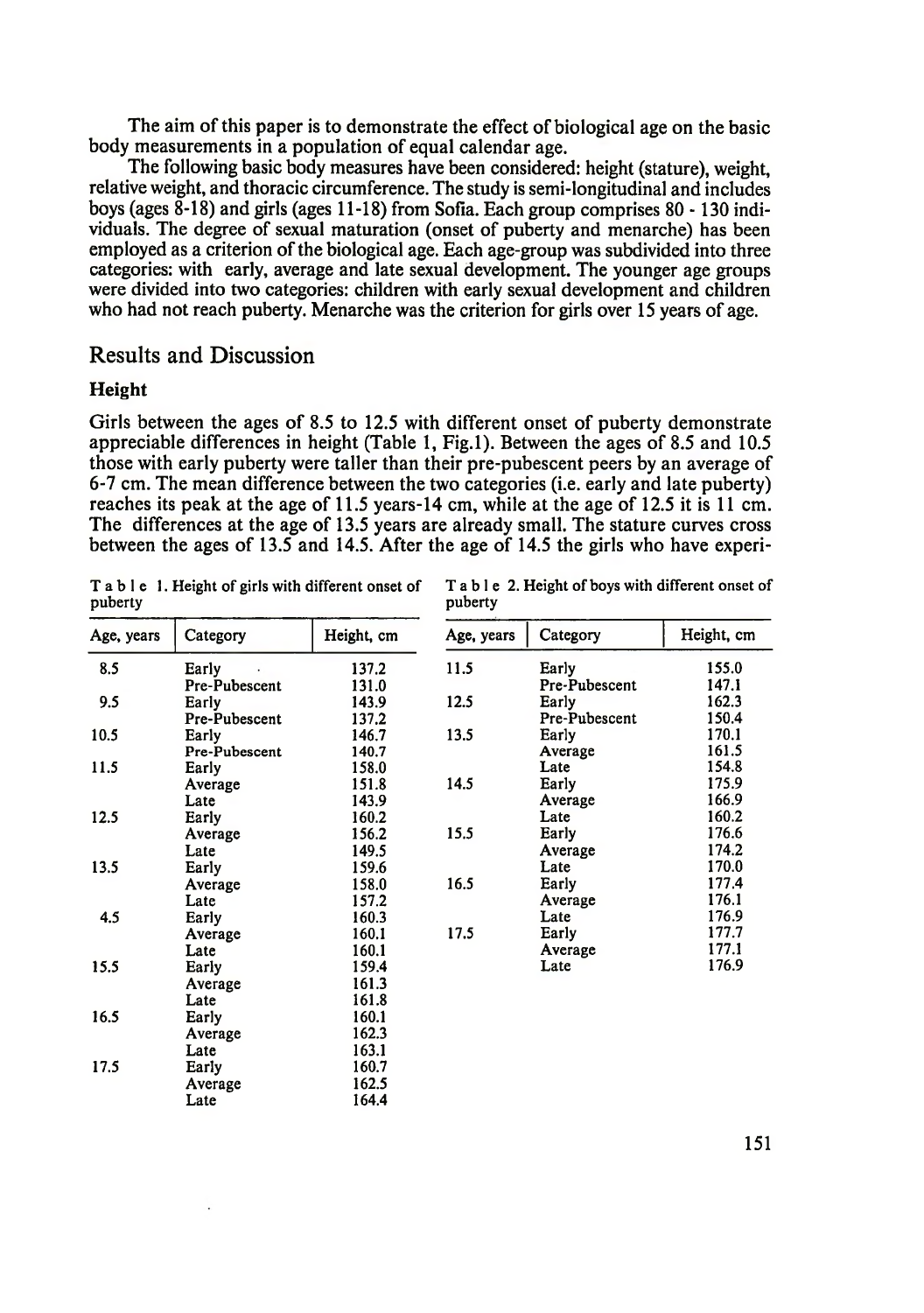The aim of this paper is to demonstrate the effect of biological age on the basic body measurements in a population of equal calendar age.

The following basic body measures have been considered: height (stature), weight, relative weight, and thoracic circumference. The study is semi-longitudinal and includes boys (ages 8-18) and girls (ages 11-18) from Sofia. Each group comprises 80 - 130 individuals. The degree of sexual maturation (onset of puberty and menarche) has been employed as a criterion of the biological age. Each age-group was subdivided into three categories: with early, average and late sexual development. The younger age groups were divided into two categories: children with early sexual development and children who had not reach puberty. Menarche was the criterion for girls over 15 years of age.

## Results and Discussion

### Height

Girls between the ages of 8.5 to 12.5 with different onset of puberty demonstrate appreciable differences in height (Table 1, Fig.1). Between the ages of 8.5 and 10.5 those with early puberty were taller than their pre-pubescent peers by an average of 6-7 cm. The mean difference between the two categories (i.e. early and late puberty) reaches its peak at the age of 11.5 years-14 cm, while at the age of 12.5 it is 11 cm. The differences at the age of 13.5 years are already small. The stature curves cross between the ages of 13.5 and 14.5. After the age of 14.5 the girls who have experi-

Table 1. Height of girls with different onset of puberty

| Age, years | Category | Height, cm |
|---|---|---|
| 8.5 | Early | 137.2 |
| | Pre-Pubescent | 131.0 |
| 9.5 | Early | 143.9 |
| | Pre-Pubescent | 137.2 |
| 10.5 | Early | 146.7 |
| | Pre-Pubescent | 140.7 |
| 11.5 | Early | 158.0 |
| | Average | 151.8 |
| | Late | 143.9 |
| 12.5 | Early | 160.2 |
| | Average | 156.2 |
| | Late | 149.5 |
| 13.5 | Early | 159.6 |
| | Average | 158.0 |
| | Late | 157.2 |
| 4.5 | Early | 160.3 |
| | Average | 160.1 |
| | Late | 160.1 |
| 15.5 | Early | 159.4 |
| | Average | 161.3 |
| | Late | 161.8 |
| 16.5 | Early | 160.1 |
| | Average | 162.3 |
| | Late | 163.1 |
| 17.5 | Early | 160.7 |
| | Average | 162.5 |
| | Late | 164.4 |

Table 2. Height of boys with different onset of puberty

| Age, years | Category | Height, cm |
|---|---|---|
| 11.5 | Early | 155.0 |
| | Pre-Pubescent | 147.1 |
| 12.5 | Early | 162.3 |
| | Pre-Pubescent | 150.4 |
| 13.5 | Early | 170.1 |
| | Average | 161.5 |
| | Late | 154.8 |
| 14.5 | Early | 175.9 |
| | Average | 166.9 |
| | Late | 160.2 |
| 15.5 | Early | 176.6 |
| | Average | 174.2 |
| | Late | 170.0 |
| 16.5 | Early | 177.4 |
| | Average | 176.1 |
| | Late | 176.9 |
| 17.5 | Early | 177.7 |
| | Average | 177.1 |
| | Late | 176.9 |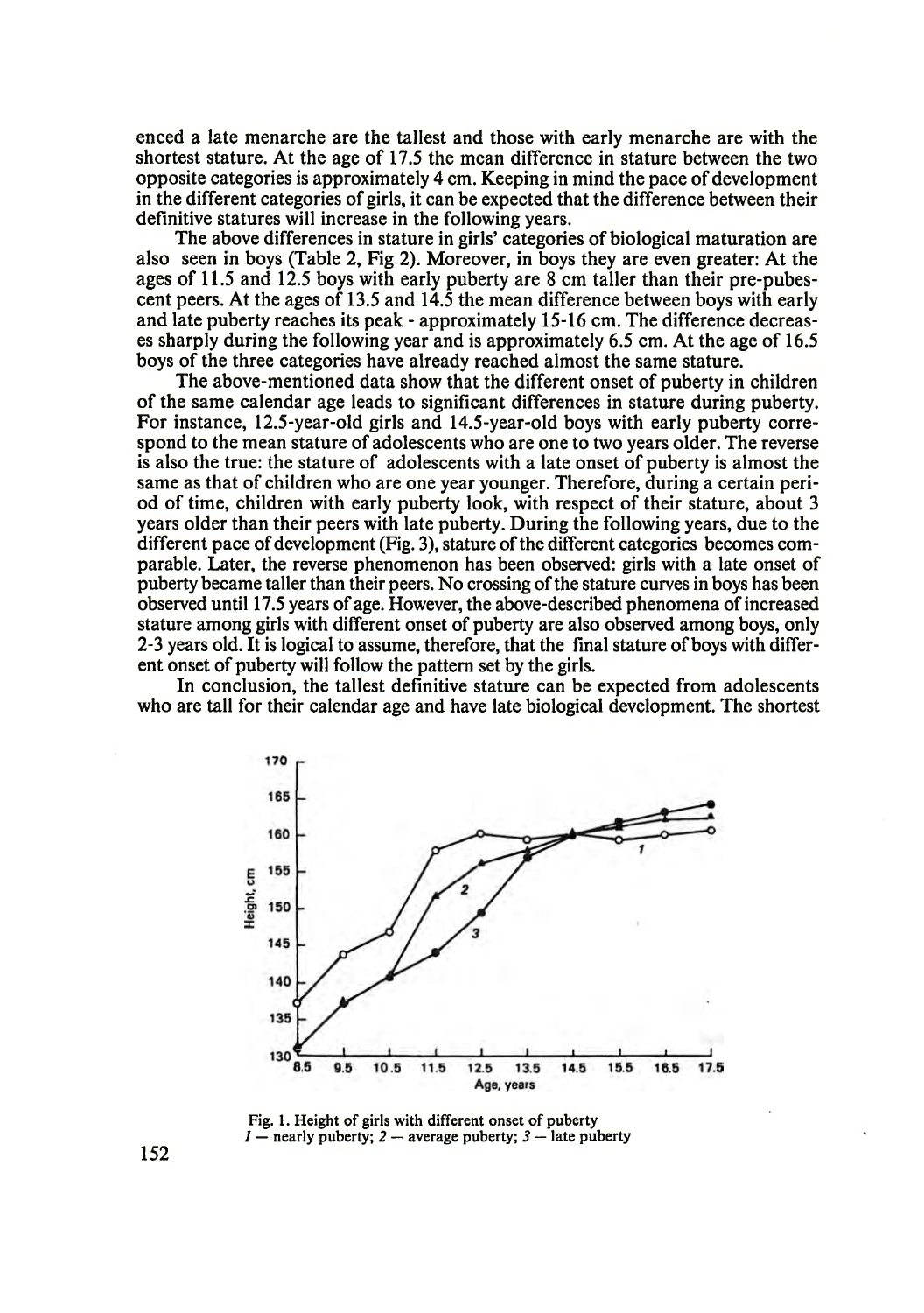enced a late menarche are the tallest and those with early menarche are with the shortest stature. At the age of 17.5 the mean difference in stature between the two opposite categories is approximately 4 cm. Keeping in mind the pace of development in the different categories of girls, it can be expected that the difference between their definitive statures will increase in the following years.

The above differences in stature in girls' categories of biological maturation are also seen in boys (Table 2, Fig 2). Moreover, in boys they are even greater: At the ages of 11.5 and 12.5 boys with early puberty are 8 cm taller than their pre-pubescent peers. At the ages of 13.5 and 14.5 the mean difference between boys with early and late puberty reaches its peak - approximately 15-16 cm. The difference decreases sharply during the following year and is approximately 6.5 cm. At the age of 16.5 boys of the three categories have already reached almost the same stature.

The above-mentioned data show that the different onset of puberty in children of the same calendar age leads to significant differences in stature during puberty. For instance, 12.5-year-old girls and 14.5-year-old boys with early puberty correspond to the mean stature of adolescents who are one to two years older. The reverse is also the true: the stature of adolescents with a late onset of puberty is almost the same as that of children who are one year younger. Therefore, during a certain period of time, children with early puberty look, with respect of their stature, about 3 years older than their peers with late puberty. During the following years, due to the different pace of development (Fig. 3), stature of the different categories becomes comparable. Later, the reverse phenomenon has been observed: girls with a late onset of puberty became taller than their peers. No crossing of the stature curves in boys has been observed until 17.5 years of age. However, the above-described phenomena of increased stature among girls with different onset of puberty are also observed among boys, only 2-3 years old. It is logical to assume, therefore, that the final stature of boys with different onset of puberty will follow the pattern set by the girls.

In conclusion, the tallest definitive stature can be expected from adolescents who are tall for their calendar age and have late biological development. The shortest

Fig. 1. Height of girls with different onset of puberty
*1* — nearly puberty; *2* — average puberty; *3* — late puberty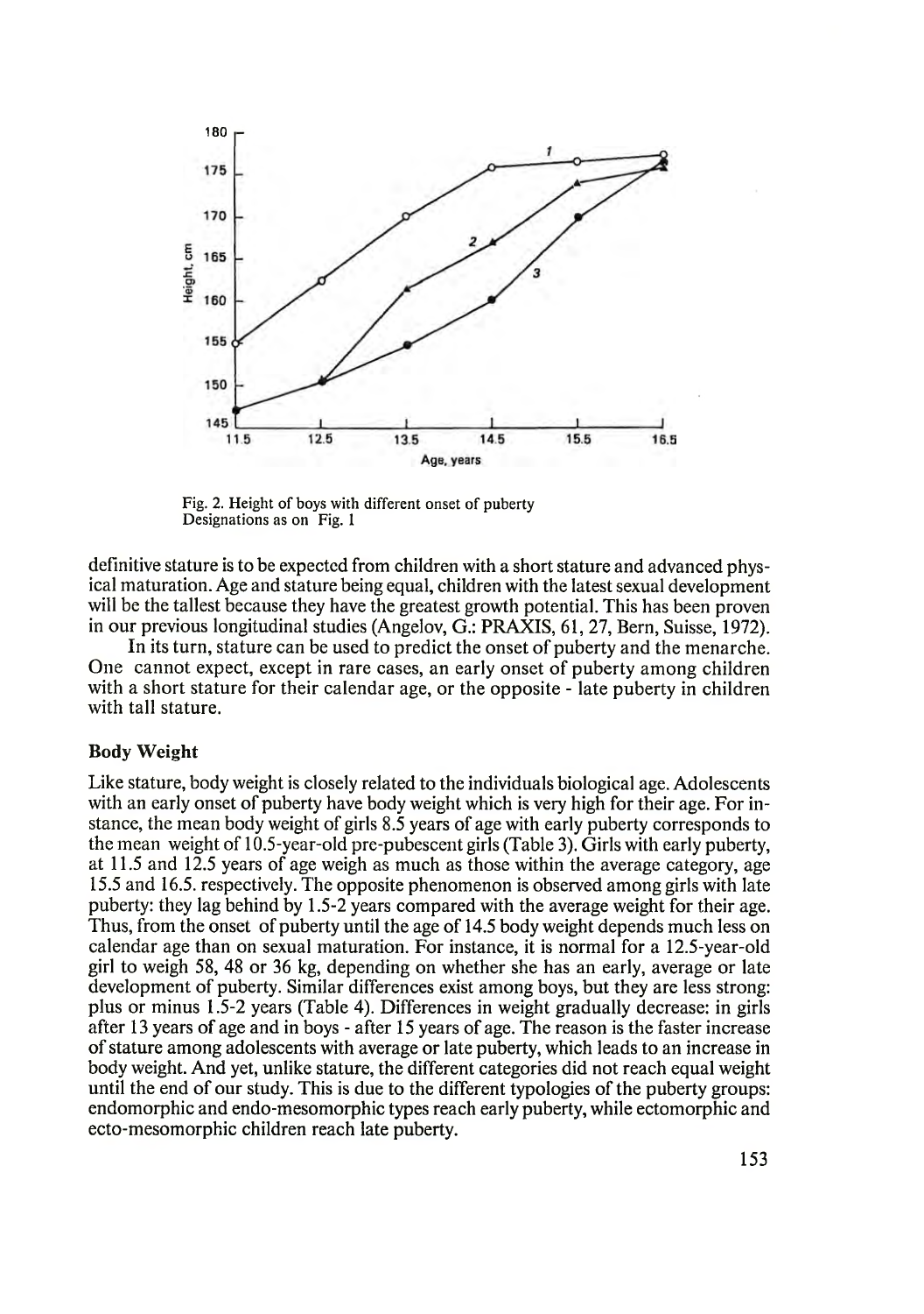Fig. 2. Height of boys with different onset of puberty
Designations as on Fig. 1

definitive stature is to be expected from children with a short stature and advanced physical maturation. Age and stature being equal, children with the latest sexual development will be the tallest because they have the greatest growth potential. This has been proven in our previous longitudinal studies (Angelov, G.: PRAXIS, 61, 27, Bern, Suisse, 1972).

In its turn, stature can be used to predict the onset of puberty and the menarche. One cannot expect, except in rare cases, an early onset of puberty among children with a short stature for their calendar age, or the opposite - late puberty in children with tall stature.

### Body Weight

Like stature, body weight is closely related to the individuals biological age. Adolescents with an early onset of puberty have body weight which is very high for their age. For instance, the mean body weight of girls 8.5 years of age with early puberty corresponds to the mean weight of 10.5-year-old pre-pubescent girls (Table 3). Girls with early puberty, at 11.5 and 12.5 years of age weigh as much as those within the average category, age 15.5 and 16.5. respectively. The opposite phenomenon is observed among girls with late puberty: they lag behind by 1.5-2 years compared with the average weight for their age. Thus, from the onset of puberty until the age of 14.5 body weight depends much less on calendar age than on sexual maturation. For instance, it is normal for a 12.5-year-old girl to weigh 58, 48 or 36 kg, depending on whether she has an early, average or late development of puberty. Similar differences exist among boys, but they are less strong: plus or minus 1.5-2 years (Table 4). Differences in weight gradually decrease: in girls after 13 years of age and in boys - after 15 years of age. The reason is the faster increase of stature among adolescents with average or late puberty, which leads to an increase in body weight. And yet, unlike stature, the different categories did not reach equal weight until the end of our study. This is due to the different typologies of the puberty groups: endomorphic and endo-mesomorphic types reach early puberty, while ectomorphic and ecto-mesomorphic children reach late puberty.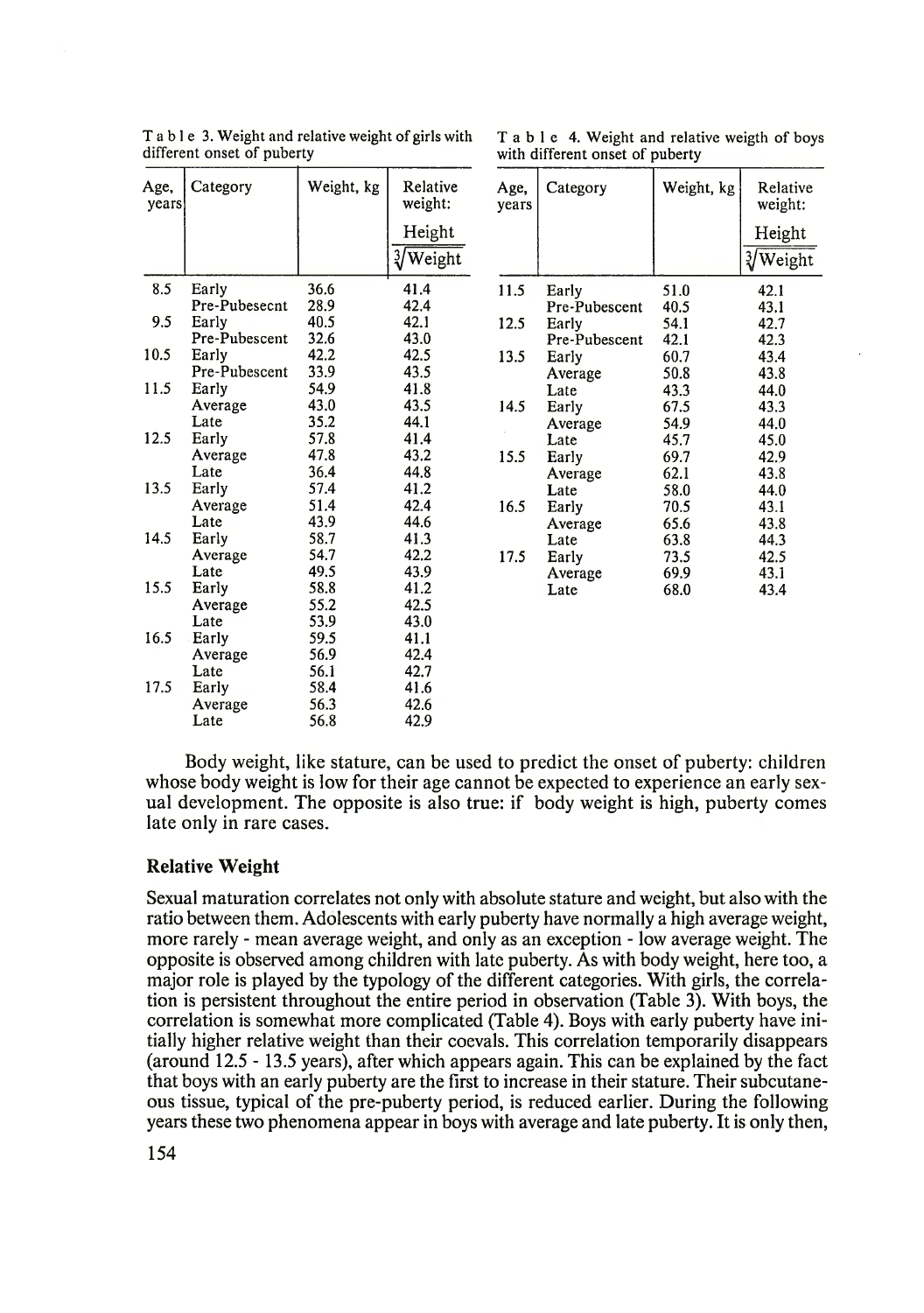Table 3. Weight and relative weight of girls with different onset of puberty

| Age, years | Category | Weight, kg | Relative weight: $\frac{\text{Height}}{\sqrt[3]{\text{Weight}}}$ |
|---|---|---|---|
| 8.5 | Early | 36.6 | 41.4 |
| | Pre-Pubesecnt | 28.9 | 42.4 |
| 9.5 | Early | 40.5 | 42.1 |
| | Pre-Pubescent | 32.6 | 43.0 |
| 10.5 | Early | 42.2 | 42.5 |
| | Pre-Pubescent | 33.9 | 43.5 |
| 11.5 | Early | 54.9 | 41.8 |
| | Average | 43.0 | 43.5 |
| | Late | 35.2 | 44.1 |
| 12.5 | Early | 57.8 | 41.4 |
| | Average | 47.8 | 43.2 |
| | Late | 36.4 | 44.8 |
| 13.5 | Early | 57.4 | 41.2 |
| | Average | 51.4 | 42.4 |
| | Late | 43.9 | 44.6 |
| 14.5 | Early | 58.7 | 41.3 |
| | Average | 54.7 | 42.2 |
| | Late | 49.5 | 43.9 |
| 15.5 | Early | 58.8 | 41.2 |
| | Average | 55.2 | 42.5 |
| | Late | 53.9 | 43.0 |
| 16.5 | Early | 59.5 | 41.1 |
| | Average | 56.9 | 42.4 |
| | Late | 56.1 | 42.7 |
| 17.5 | Early | 58.4 | 41.6 |
| | Average | 56.3 | 42.6 |
| | Late | 56.8 | 42.9 |

Table 4. Weight and relative weigth of boys with different onset of puberty

| Age, years | Category | Weight, kg | Relative weight: $\frac{\text{Height}}{\sqrt[3]{\text{Weight}}}$ |
|---|---|---|---|
| 11.5 | Early | 51.0 | 42.1 |
| | Pre-Pubescent | 40.5 | 43.1 |
| 12.5 | Early | 54.1 | 42.7 |
| | Pre-Pubescent | 42.1 | 42.3 |
| 13.5 | Early | 60.7 | 43.4 |
| | Average | 50.8 | 43.8 |
| | Late | 43.3 | 44.0 |
| 14.5 | Early | 67.5 | 43.3 |
| | Average | 54.9 | 44.0 |
| | Late | 45.7 | 45.0 |
| 15.5 | Early | 69.7 | 42.9 |
| | Average | 62.1 | 43.8 |
| | Late | 58.0 | 44.0 |
| 16.5 | Early | 70.5 | 43.1 |
| | Average | 65.6 | 43.8 |
| | Late | 63.8 | 44.3 |
| 17.5 | Early | 73.5 | 42.5 |
| | Average | 69.9 | 43.1 |
| | Late | 68.0 | 43.4 |

Body weight, like stature, can be used to predict the onset of puberty: children whose body weight is low for their age cannot be expected to experience an early sexual development. The opposite is also true: if body weight is high, puberty comes late only in rare cases.

### Relative Weight

Sexual maturation correlates not only with absolute stature and weight, but also with the ratio between them. Adolescents with early puberty have normally a high average weight, more rarely - mean average weight, and only as an exception - low average weight. The opposite is observed among children with late puberty. As with body weight, here too, a major role is played by the typology of the different categories. With girls, the correlation is persistent throughout the entire period in observation (Table 3). With boys, the correlation is somewhat more complicated (Table 4). Boys with early puberty have initially higher relative weight than their coevals. This correlation temporarily disappears (around 12.5 - 13.5 years), after which appears again. This can be explained by the fact that boys with an early puberty are the first to increase in their stature. Their subcutaneous tissue, typical of the pre-puberty period, is reduced earlier. During the following years these two phenomena appear in boys with average and late puberty. It is only then,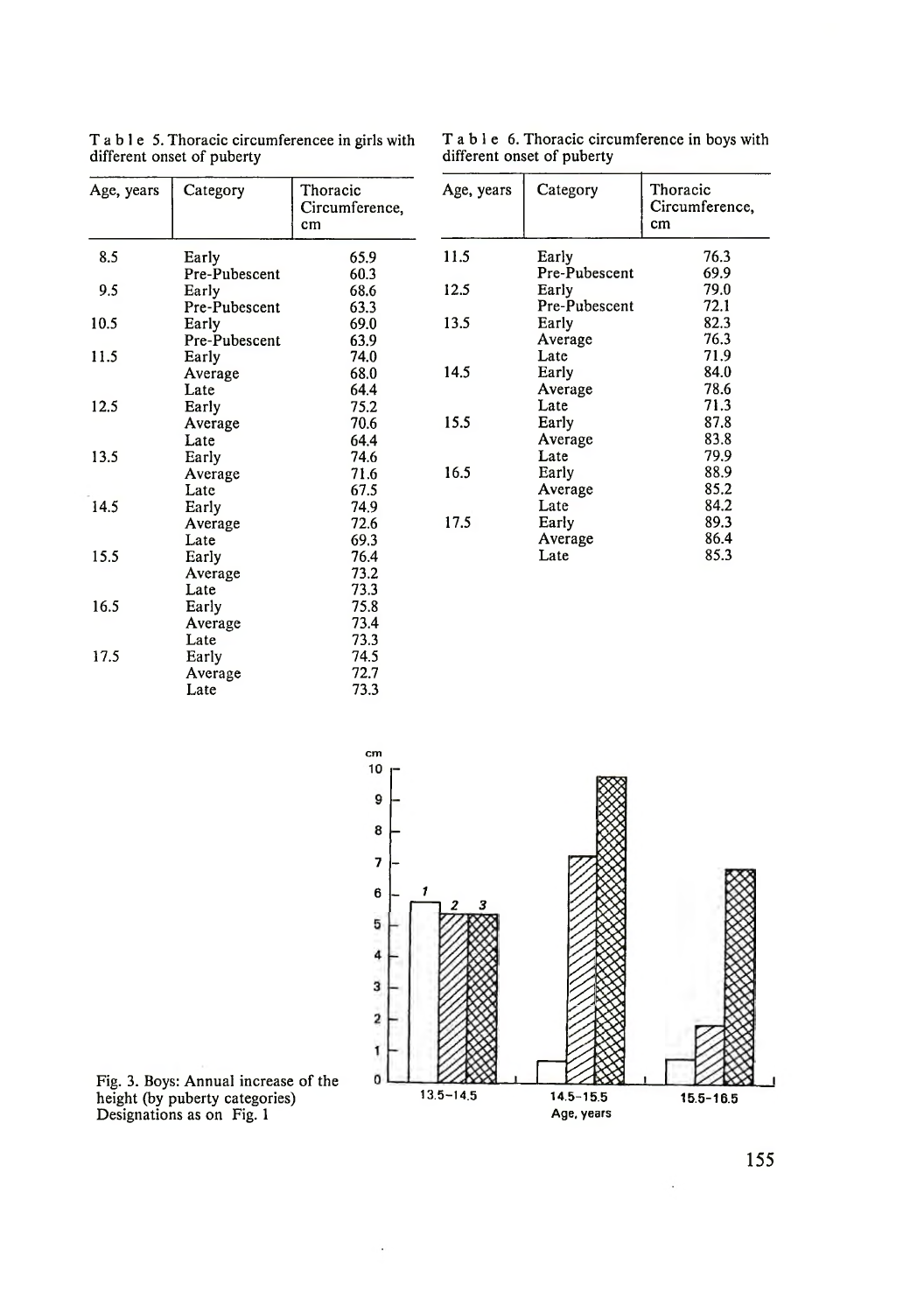Table 5. Thoracic circumferencee in girls with different onset of puberty

| Age, years | Category | Thoracic Circumference, cm |
|---|---|---|
| 8.5 | Early | 65.9 |
| | Pre-Pubescent | 60.3 |
| 9.5 | Early | 68.6 |
| | Pre-Pubescent | 63.3 |
| 10.5 | Early | 69.0 |
| | Pre-Pubescent | 63.9 |
| 11.5 | Early | 74.0 |
| | Average | 68.0 |
| | Late | 64.4 |
| 12.5 | Early | 75.2 |
| | Average | 70.6 |
| | Late | 64.4 |
| 13.5 | Early | 74.6 |
| | Average | 71.6 |
| | Late | 67.5 |
| 14.5 | Early | 74.9 |
| | Average | 72.6 |
| | Late | 69.3 |
| 15.5 | Early | 76.4 |
| | Average | 73.2 |
| | Late | 73.3 |
| 16.5 | Early | 75.8 |
| | Average | 73.4 |
| | Late | 73.3 |
| 17.5 | Early | 74.5 |
| | Average | 72.7 |
| | Late | 73.3 |

Table 6. Thoracic circumference in boys with different onset of puberty

| Age, years | Category | Thoracic Circumference, cm |
|---|---|---|
| 11.5 | Early | 76.3 |
| | Pre-Pubescent | 69.9 |
| 12.5 | Early | 79.0 |
| | Pre-Pubescent | 72.1 |
| 13.5 | Early | 82.3 |
| | Average | 76.3 |
| | Late | 71.9 |
| 14.5 | Early | 84.0 |
| | Average | 78.6 |
| | Late | 71.3 |
| 15.5 | Early | 87.8 |
| | Average | 83.8 |
| | Late | 79.9 |
| 16.5 | Early | 88.9 |
| | Average | 85.2 |
| | Late | 84.2 |
| 17.5 | Early | 89.3 |
| | Average | 86.4 |
| | Late | 85.3 |

Fig. 3. Boys: Annual increase of the height (by puberty categories) Designations as on Fig. 1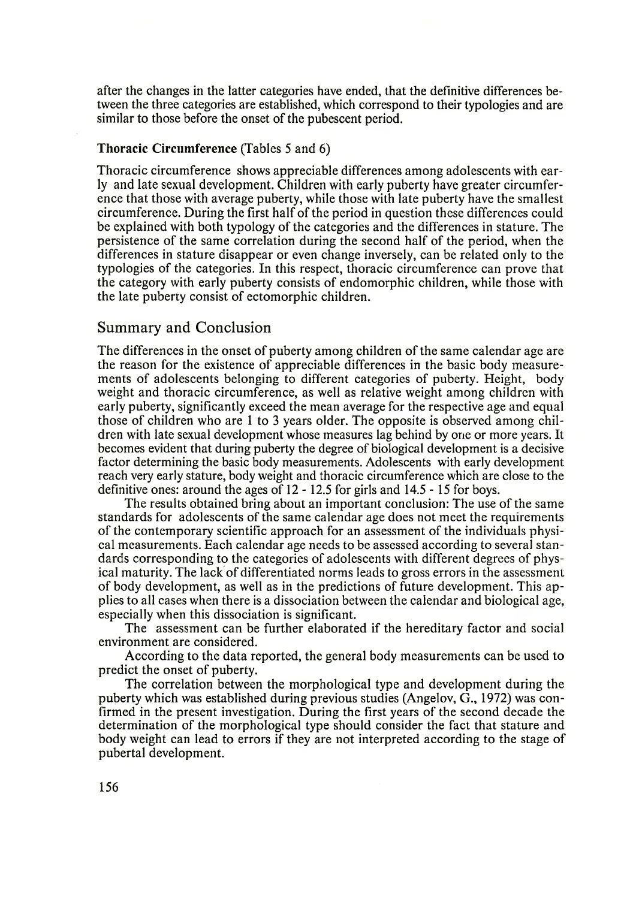after the changes in the latter categories have ended, that the definitive differences between the three categories are established, which correspond to their typologies and are similar to those before the onset of the pubescent period.

**Thoracic Circumference** (Tables 5 and 6)

Thoracic circumference shows appreciable differences among adolescents with early and late sexual development. Children with early puberty have greater circumference that those with average puberty, while those with late puberty have the smallest circumference. During the first half of the period in question these differences could be explained with both typology of the categories and the differences in stature. The persistence of the same correlation during the second half of the period, when the differences in stature disappear or even change inversely, can be related only to the typologies of the categories. In this respect, thoracic circumference can prove that the category with early puberty consists of endomorphic children, while those with the late puberty consist of ectomorphic children.

## Summary and Conclusion

The differences in the onset of puberty among children of the same calendar age are the reason for the existence of appreciable differences in the basic body measurements of adolescents belonging to different categories of puberty. Height, body weight and thoracic circumference, as well as relative weight among children with early puberty, significantly exceed the mean average for the respective age and equal those of children who are 1 to 3 years older. The opposite is observed among children with late sexual development whose measures lag behind by one or more years. It becomes evident that during puberty the degree of biological development is a decisive factor determining the basic body measurements. Adolescents with early development reach very early stature, body weight and thoracic circumference which are close to the definitive ones: around the ages of 12 - 12.5 for girls and 14.5 - 15 for boys.

The results obtained bring about an important conclusion: The use of the same standards for adolescents of the same calendar age does not meet the requirements of the contemporary scientific approach for an assessment of the individuals physical measurements. Each calendar age needs to be assessed according to several standards corresponding to the categories of adolescents with different degrees of physical maturity. The lack of differentiated norms leads to gross errors in the assessment of body development, as well as in the predictions of future development. This applies to all cases when there is a dissociation between the calendar and biological age, especially when this dissociation is significant.

The assessment can be further elaborated if the hereditary factor and social environment are considered.

According to the data reported, the general body measurements can be used to predict the onset of puberty.

The correlation between the morphological type and development during the puberty which was established during previous studies (Angelov, G., 1972) was confirmed in the present investigation. During the first years of the second decade the determination of the morphological type should consider the fact that stature and body weight can lead to errors if they are not interpreted according to the stage of pubertal development.